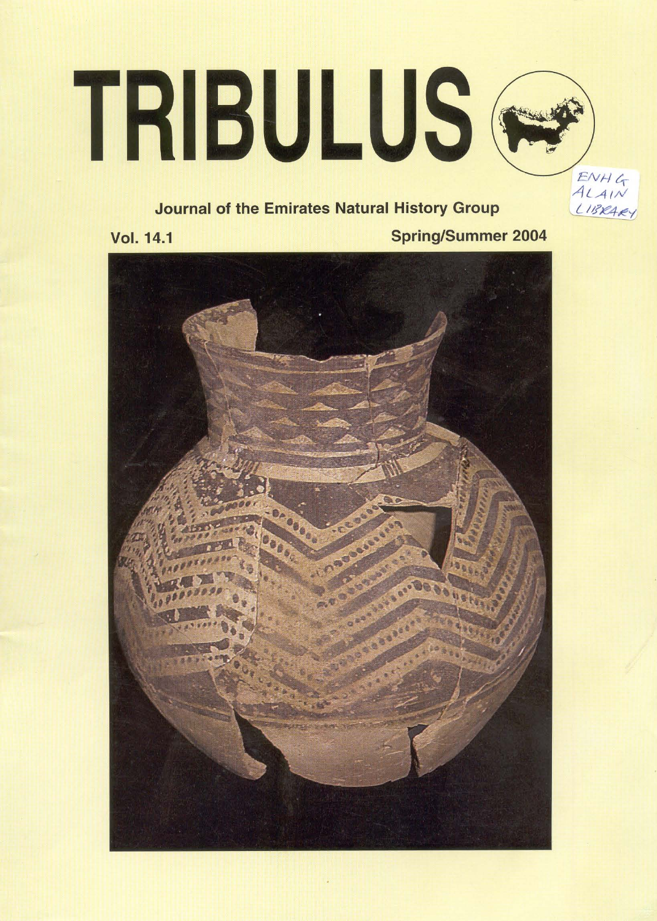# TRIBULUS

ENHG
ALAIN
LIBRARY

**Journal of the Emirates Natural History Group**

**Vol. 14.1**

**Spring/Summer 2004**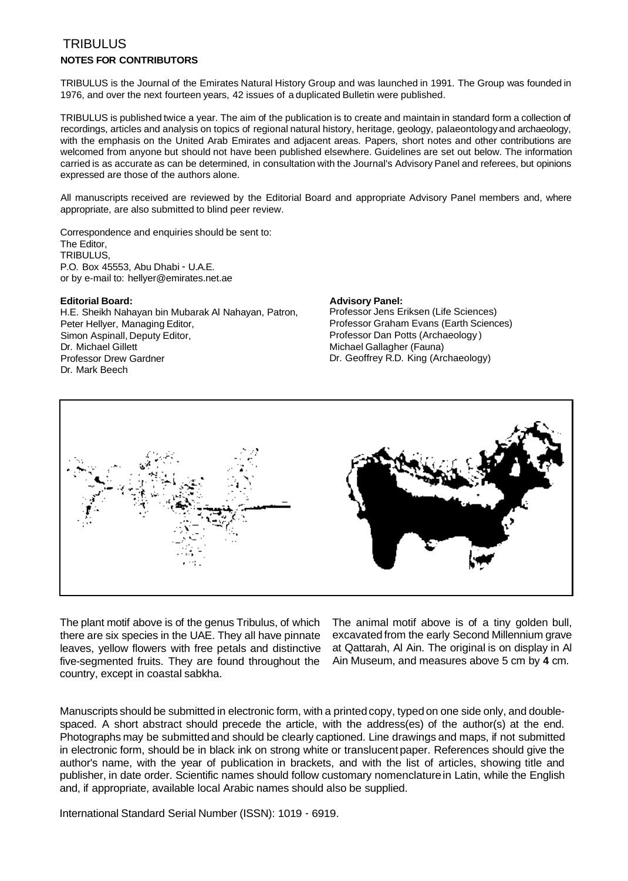# TRIBULUS

## NOTES FOR CONTRIBUTORS

TRIBULUS is the Journal of the Emirates Natural History Group and was launched in 1991. The Group was founded in 1976, and over the next fourteen years, 42 issues of a duplicated Bulletin were published.

TRIBULUS is published twice a year. The aim of the publication is to create and maintain in standard form a collection of recordings, articles and analysis on topics of regional natural history, heritage, geology, palaeontology and archaeology, with the emphasis on the United Arab Emirates and adjacent areas. Papers, short notes and other contributions are welcomed from anyone but should not have been published elsewhere. Guidelines are set out below. The information carried is as accurate as can be determined, in consultation with the Journal's Advisory Panel and referees, but opinions expressed are those of the authors alone.

All manuscripts received are reviewed by the Editorial Board and appropriate Advisory Panel members and, where appropriate, are also submitted to blind peer review.

Correspondence and enquiries should be sent to:
The Editor,
TRIBULUS,
P.O. Box 45553, Abu Dhabi - U.A.E.
or by e-mail to: hellyer@emirates.net.ae

**Editorial Board:**
H.E. Sheikh Nahayan bin Mubarak Al Nahayan, Patron,
Peter Hellyer, Managing Editor,
Simon Aspinall, Deputy Editor,
Dr. Michael Gillett
Professor Drew Gardner
Dr. Mark Beech

**Advisory Panel:**
Professor Jens Eriksen (Life Sciences)
Professor Graham Evans (Earth Sciences)
Professor Dan Potts (Archaeology)
Michael Gallagher (Fauna)
Dr. Geoffrey R.D. King (Archaeology)

The plant motif above is of the genus Tribulus, of which there are six species in the UAE. They all have pinnate leaves, yellow flowers with free petals and distinctive five-segmented fruits. They are found throughout the country, except in coastal sabkha.

The animal motif above is of a tiny golden bull, excavated from the early Second Millennium grave at Qattarah, Al Ain. The original is on display in Al Ain Museum, and measures above 5 cm by **4** cm.

Manuscripts should be submitted in electronic form, with a printed copy, typed on one side only, and double-spaced. A short abstract should precede the article, with the address(es) of the author(s) at the end. Photographs may be submitted and should be clearly captioned. Line drawings and maps, if not submitted in electronic form, should be in black ink on strong white or translucent paper. References should give the author's name, with the year of publication in brackets, and with the list of articles, showing title and publisher, in date order. Scientific names should follow customary nomenclature in Latin, while the English and, if appropriate, available local Arabic names should also be supplied.

International Standard Serial Number (ISSN): 1019 - 6919.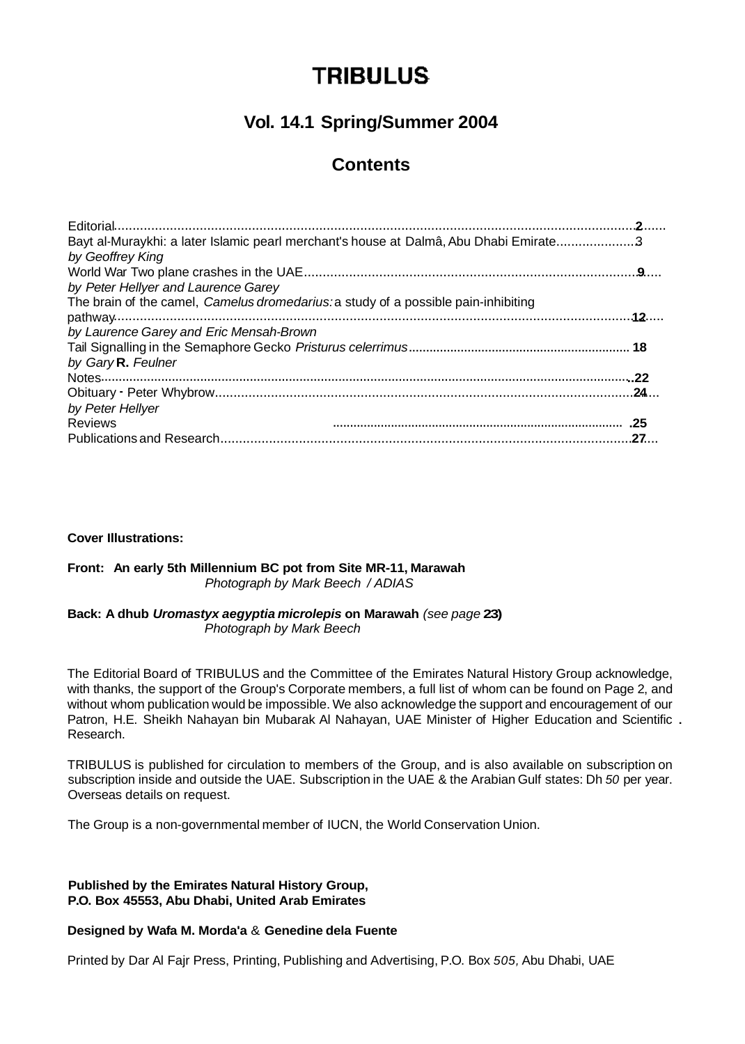# TRIBULUS

## Vol. 14.1 Spring/Summer 2004

## Contents

| | |
|---|---|
| Editorial | 2 |
| Bayt al-Muraykhi: a later Islamic pearl merchant's house at Dalmâ, Abu Dhabi Emirate<br>*by Geoffrey King* | 3 |
| World War Two plane crashes in the UAE<br>*by Peter Hellyer and Laurence Garey* | 9 |
| The brain of the camel, *Camelus dromedarius:* a study of a possible pain-inhibiting pathway<br>*by Laurence Garey and Eric Mensah-Brown* | 12 |
| Tail Signalling in the Semaphore Gecko *Pristurus celerrimus*<br>*by Gary* **R.** *Feulner* | 18 |
| Notes | 22 |
| Obituary - Peter Whybrow<br>*by Peter Hellyer* | 24 |
| Reviews | 25 |
| Publications and Research | 27 |

**Cover Illustrations:**

**Front: An early 5th Millennium BC pot from Site MR-11, Marawah**
*Photograph by Mark Beech / ADIAS*

**Back: A dhub *Uromastyx aegyptia microlepis* on Marawah** *(see page* **23)**
*Photograph by Mark Beech*

The Editorial Board of TRIBULUS and the Committee of the Emirates Natural History Group acknowledge, with thanks, the support of the Group's Corporate members, a full list of whom can be found on Page 2, and without whom publication would be impossible. We also acknowledge the support and encouragement of our Patron, H.E. Sheikh Nahayan bin Mubarak Al Nahayan, UAE Minister of Higher Education and Scientific Research.

TRIBULUS is published for circulation to members of the Group, and is also available on subscription on subscription inside and outside the UAE. Subscription in the UAE & the Arabian Gulf states: Dh *50* per year. Overseas details on request.

The Group is a non-governmental member of IUCN, the World Conservation Union.

**Published by the Emirates Natural History Group,**
**P.O. Box 45553, Abu Dhabi, United Arab Emirates**

**Designed by Wafa M. Morda'a** & **Genedine dela Fuente**

Printed by Dar Al Fajr Press, Printing, Publishing and Advertising, P.O. Box *505,* Abu Dhabi, UAE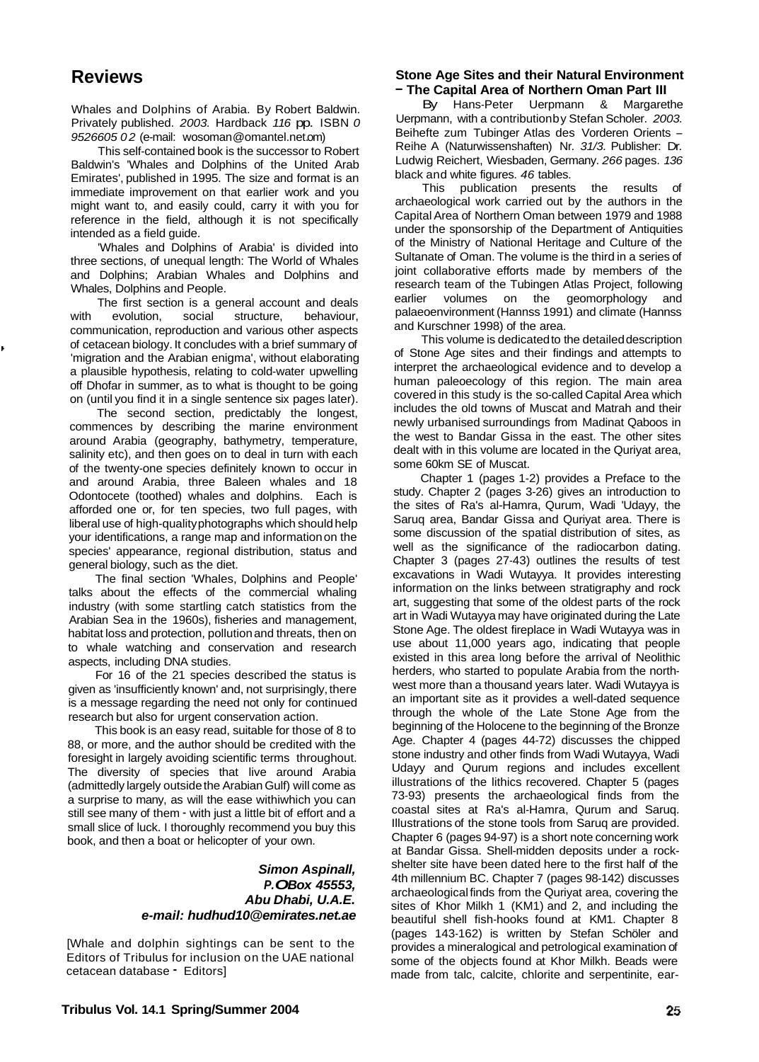## Reviews

Whales and Dolphins of Arabia. By Robert Baldwin. Privately published. *2003.* Hardback *116* pp. ISBN *0 9526605 0 2* (e-mail: wosoman@omantel.net.om)

This self-contained book is the successor to Robert Baldwin's 'Whales and Dolphins of the United Arab Emirates', published in 1995. The size and format is an immediate improvement on that earlier work and you might want to, and easily could, carry it with you for reference in the field, although it is not specifically intended as a field guide.

'Whales and Dolphins of Arabia' is divided into three sections, of unequal length: The World of Whales and Dolphins; Arabian Whales and Dolphins and Whales, Dolphins and People.

The first section is a general account and deals with evolution, social structure, behaviour, communication, reproduction and various other aspects of cetacean biology. It concludes with a brief summary of 'migration and the Arabian enigma', without elaborating a plausible hypothesis, relating to cold-water upwelling off Dhofar in summer, as to what is thought to be going on (until you find it in a single sentence six pages later).

The second section, predictably the longest, commences by describing the marine environment around Arabia (geography, bathymetry, temperature, salinity etc), and then goes on to deal in turn with each of the twenty-one species definitely known to occur in and around Arabia, three Baleen whales and 18 Odontocete (toothed) whales and dolphins. Each is afforded one or, for ten species, two full pages, with liberal use of high-quality photographs which should help your identifications, a range map and information on the species' appearance, regional distribution, status and general biology, such as the diet.

The final section 'Whales, Dolphins and People' talks about the effects of the commercial whaling industry (with some startling catch statistics from the Arabian Sea in the 1960s), fisheries and management, habitat loss and protection, pollution and threats, then on to whale watching and conservation and research aspects, including DNA studies.

For 16 of the 21 species described the status is given as 'insufficiently known' and, not surprisingly, there is a message regarding the need not only for continued research but also for urgent conservation action.

This book is an easy read, suitable for those of 8 to 88, or more, and the author should be credited with the foresight in largely avoiding scientific terms throughout. The diversity of species that live around Arabia (admittedly largely outside the Arabian Gulf) will come as a surprise to many, as will the ease withiwhich you can still see many of them - with just a little bit of effort and a small slice of luck. I thoroughly recommend you buy this book, and then a boat or helicopter of your own.

***Simon Aspinall,***
***P.O Box 45553,***
***Abu Dhabi, U.A.E.***
***e-mail: hudhud10@emirates.net.ae***

[Whale and dolphin sightings can be sent to the Editors of Tribulus for inclusion on the UAE national cetacean database - Editors]

**Stone Age Sites and their Natural Environment - The Capital Area of Northern Oman Part III**

By Hans-Peter Uerpmann & Margarethe Uerpmann, with a contribution by Stefan Scholer. *2003.* Beihefte zum Tubinger Atlas des Vorderen Orients – Reihe A (Naturwissenshaften) Nr. *31/3.* Publisher: Dr. Ludwig Reichert, Wiesbaden, Germany. *266* pages. *136* black and white figures. *46* tables.

This publication presents the results of archaeological work carried out by the authors in the Capital Area of Northern Oman between 1979 and 1988 under the sponsorship of the Department of Antiquities of the Ministry of National Heritage and Culture of the Sultanate of Oman. The volume is the third in a series of joint collaborative efforts made by members of the research team of the Tubingen Atlas Project, following earlier volumes on the geomorphology and palaeoenvironment (Hannss 1991) and climate (Hannss and Kurschner 1998) of the area.

This volume is dedicated to the detailed description of Stone Age sites and their findings and attempts to interpret the archaeological evidence and to develop a human paleoecology of this region. The main area covered in this study is the so-called Capital Area which includes the old towns of Muscat and Matrah and their newly urbanised surroundings from Madinat Qaboos in the west to Bandar Gissa in the east. The other sites dealt with in this volume are located in the Quriyat area, some 60km SE of Muscat.

Chapter 1 (pages 1-2) provides a Preface to the study. Chapter 2 (pages 3-26) gives an introduction to the sites of Ra's al-Hamra, Qurum, Wadi 'Udayy, the Saruq area, Bandar Gissa and Quriyat area. There is some discussion of the spatial distribution of sites, as well as the significance of the radiocarbon dating. Chapter 3 (pages 27-43) outlines the results of test excavations in Wadi Wutayya. It provides interesting information on the links between stratigraphy and rock art, suggesting that some of the oldest parts of the rock art in Wadi Wutayya may have originated during the Late Stone Age. The oldest fireplace in Wadi Wutayya was in use about 11,000 years ago, indicating that people existed in this area long before the arrival of Neolithic herders, who started to populate Arabia from the north-west more than a thousand years later. Wadi Wutayya is an important site as it provides a well-dated sequence through the whole of the Late Stone Age from the beginning of the Holocene to the beginning of the Bronze Age. Chapter 4 (pages 44-72) discusses the chipped stone industry and other finds from Wadi Wutayya, Wadi Udayy and Qurum regions and includes excellent illustrations of the lithics recovered. Chapter 5 (pages 73-93) presents the archaeological finds from the coastal sites at Ra's al-Hamra, Qurum and Saruq. Illustrations of the stone tools from Saruq are provided. Chapter 6 (pages 94-97) is a short note concerning work at Bandar Gissa. Shell-midden deposits under a rock-shelter site have been dated here to the first half of the 4th millennium BC. Chapter 7 (pages 98-142) discusses archaeological finds from the Quriyat area, covering the sites of Khor Milkh 1 (KM1) and 2, and including the beautiful shell fish-hooks found at KM1. Chapter 8 (pages 143-162) is written by Stefan Schöler and provides a mineralogical and petrological examination of some of the objects found at Khor Milkh. Beads were made from talc, calcite, chlorite and serpentinite, ear-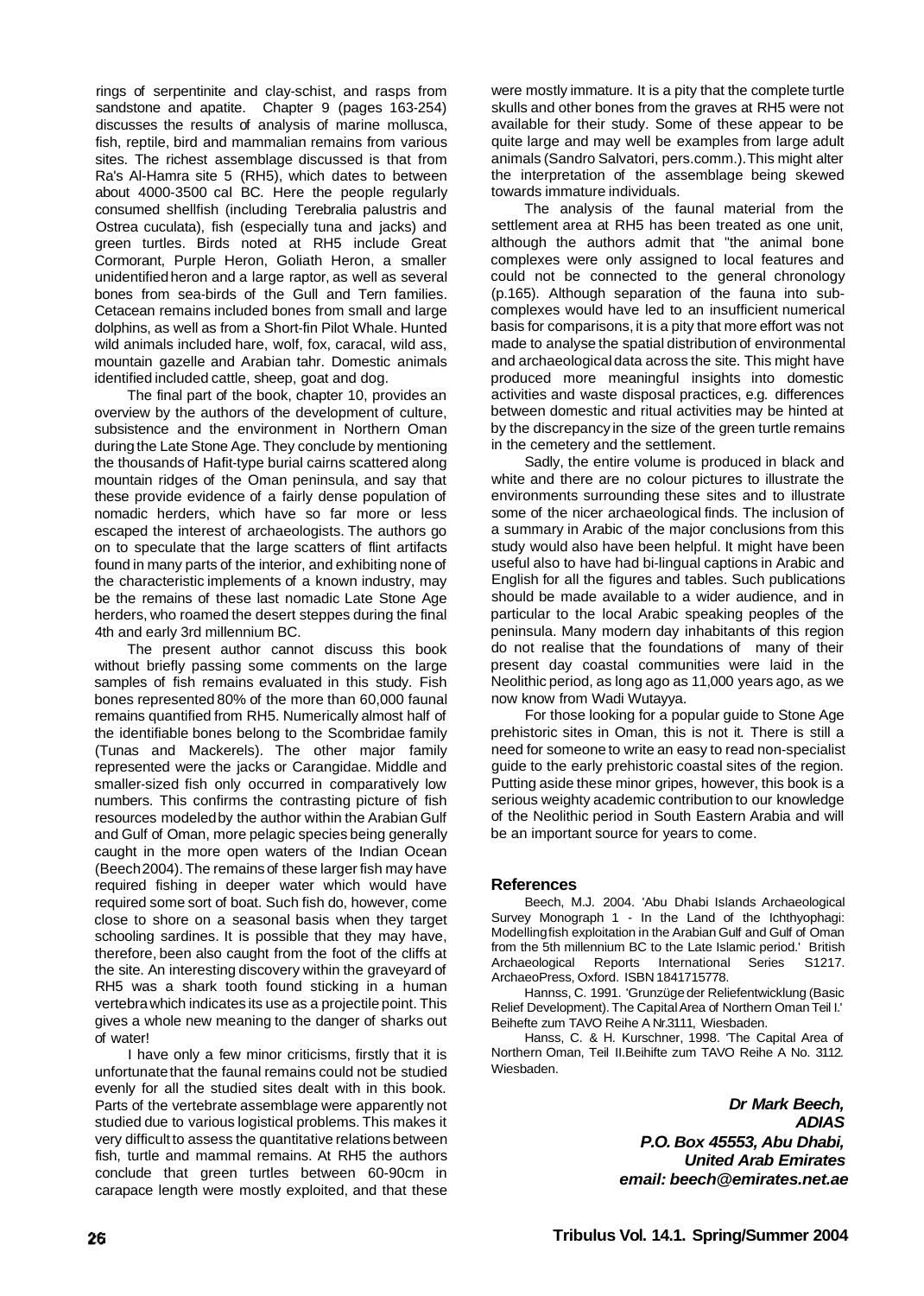rings of serpentinite and clay-schist, and rasps from sandstone and apatite. Chapter 9 (pages 163-254) discusses the results of analysis of marine mollusca, fish, reptile, bird and mammalian remains from various sites. The richest assemblage discussed is that from Ra's Al-Hamra site 5 (RH5), which dates to between about 4000-3500 cal BC. Here the people regularly consumed shellfish (including Terebralia palustris and Ostrea cuculata), fish (especially tuna and jacks) and green turtles. Birds noted at RH5 include Great Cormorant, Purple Heron, Goliath Heron, a smaller unidentified heron and a large raptor, as well as several bones from sea-birds of the Gull and Tern families. Cetacean remains included bones from small and large dolphins, as well as from a Short-fin Pilot Whale. Hunted wild animals included hare, wolf, fox, caracal, wild ass, mountain gazelle and Arabian tahr. Domestic animals identified included cattle, sheep, goat and dog.

The final part of the book, chapter 10, provides an overview by the authors of the development of culture, subsistence and the environment in Northern Oman during the Late Stone Age. They conclude by mentioning the thousands of Hafit-type burial cairns scattered along mountain ridges of the Oman peninsula, and say that these provide evidence of a fairly dense population of nomadic herders, which have so far more or less escaped the interest of archaeologists. The authors go on to speculate that the large scatters of flint artifacts found in many parts of the interior, and exhibiting none of the characteristic implements of a known industry, may be the remains of these last nomadic Late Stone Age herders, who roamed the desert steppes during the final 4th and early 3rd millennium BC.

The present author cannot discuss this book without briefly passing some comments on the large samples of fish remains evaluated in this study. Fish bones represented 80% of the more than 60,000 faunal remains quantified from RH5. Numerically almost half of the identifiable bones belong to the Scombridae family (Tunas and Mackerels). The other major family represented were the jacks or Carangidae. Middle and smaller-sized fish only occurred in comparatively low numbers. This confirms the contrasting picture of fish resources modeled by the author within the Arabian Gulf and Gulf of Oman, more pelagic species being generally caught in the more open waters of the Indian Ocean (Beech 2004). The remains of these larger fish may have required fishing in deeper water which would have required some sort of boat. Such fish do, however, come close to shore on a seasonal basis when they target schooling sardines. It is possible that they may have, therefore, been also caught from the foot of the cliffs at the site. An interesting discovery within the graveyard of RH5 was a shark tooth found sticking in a human vertebra which indicates its use as a projectile point. This gives a whole new meaning to the danger of sharks out of water!

I have only a few minor criticisms, firstly that it is unfortunate that the faunal remains could not be studied evenly for all the studied sites dealt with in this book. Parts of the vertebrate assemblage were apparently not studied due to various logistical problems. This makes it very difficult to assess the quantitative relations between fish, turtle and mammal remains. At RH5 the authors conclude that green turtles between 60-90cm in carapace length were mostly exploited, and that these were mostly immature. It is a pity that the complete turtle skulls and other bones from the graves at RH5 were not available for their study. Some of these appear to be quite large and may well be examples from large adult animals (Sandro Salvatori, pers.comm.). This might alter the interpretation of the assemblage being skewed towards immature individuals.

The analysis of the faunal material from the settlement area at RH5 has been treated as one unit, although the authors admit that "the animal bone complexes were only assigned to local features and could not be connected to the general chronology (p.165). Although separation of the fauna into sub-complexes would have led to an insufficient numerical basis for comparisons, it is a pity that more effort was not made to analyse the spatial distribution of environmental and archaeological data across the site. This might have produced more meaningful insights into domestic activities and waste disposal practices, e.g. differences between domestic and ritual activities may be hinted at by the discrepancy in the size of the green turtle remains in the cemetery and the settlement.

Sadly, the entire volume is produced in black and white and there are no colour pictures to illustrate the environments surrounding these sites and to illustrate some of the nicer archaeological finds. The inclusion of a summary in Arabic of the major conclusions from this study would also have been helpful. It might have been useful also to have had bi-lingual captions in Arabic and English for all the figures and tables. Such publications should be made available to a wider audience, and in particular to the local Arabic speaking peoples of the peninsula. Many modern day inhabitants of this region do not realise that the foundations of many of their present day coastal communities were laid in the Neolithic period, as long ago as 11,000 years ago, as we now know from Wadi Wutayya.

For those looking for a popular guide to Stone Age prehistoric sites in Oman, this is not it. There is still a need for someone to write an easy to read non-specialist guide to the early prehistoric coastal sites of the region. Putting aside these minor gripes, however, this book is a serious weighty academic contribution to our knowledge of the Neolithic period in South Eastern Arabia and will be an important source for years to come.

## References

Beech, M.J. 2004. 'Abu Dhabi Islands Archaeological Survey Monograph 1 - In the Land of the Ichthyophagi: Modelling fish exploitation in the Arabian Gulf and Gulf of Oman from the 5th millennium BC to the Late Islamic period.' British Archaeological Reports International Series S1217. ArchaeoPress, Oxford. ISBN 1841715778.

Hannss, C. 1991. 'Grunzüge der Reliefentwicklung (Basic Relief Development). The Capital Area of Northern Oman Teil I.' Beihefte zum TAVO Reihe A Nr.3111, Wiesbaden.

Hanss, C. & H. Kurschner, 1998. 'The Capital Area of Northern Oman, Teil II.Beihifte zum TAVO Reihe A No. 3112. Wiesbaden.

***Dr Mark Beech,***
***ADIAS***
***P.O. Box 45553, Abu Dhabi,***
***United Arab Emirates***
***email: beech@emirates.net.ae***